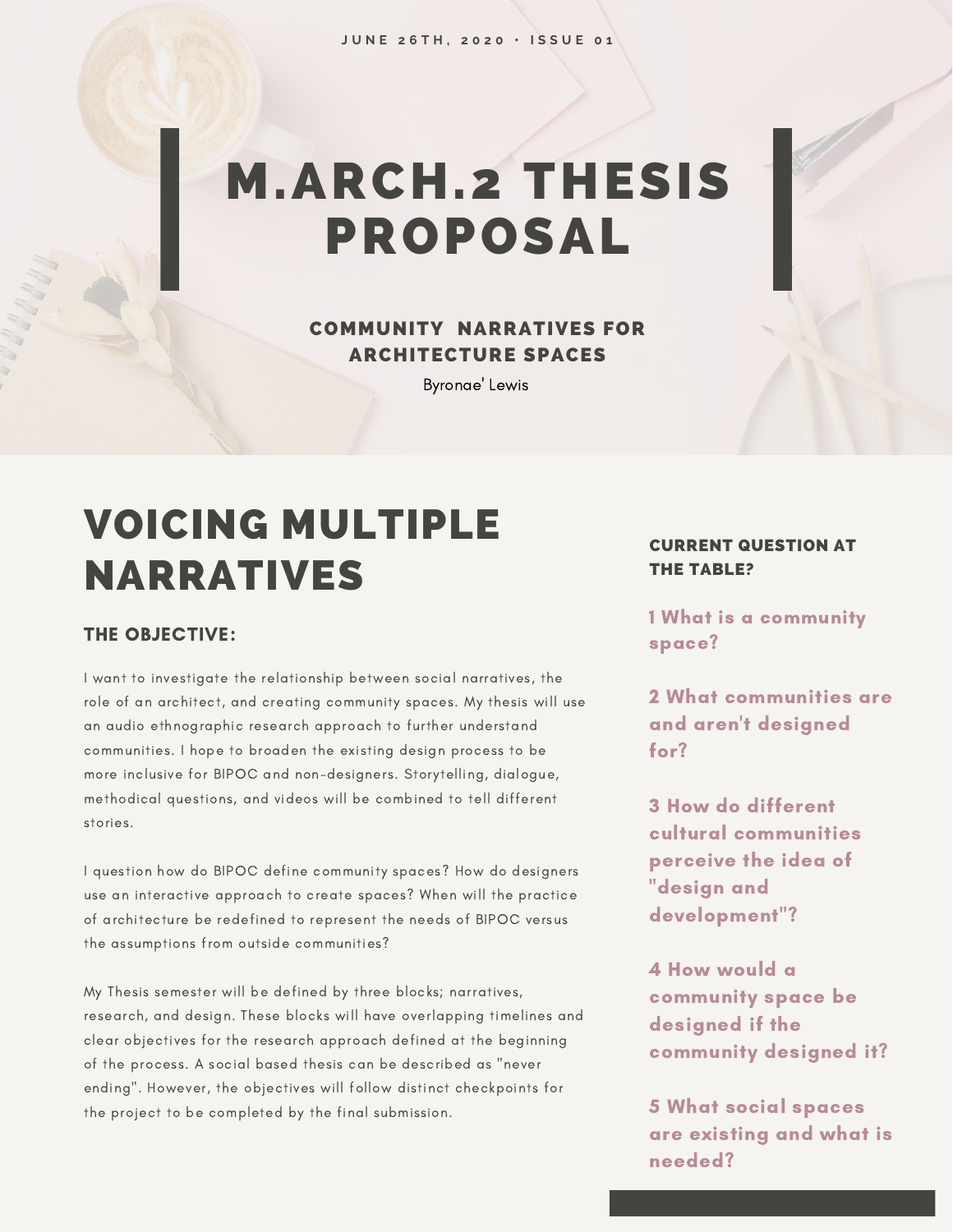JUNE 26TH, 2020 • ISSUE 01

# M.ARCH.2 THESIS PROPOSAL

### COMMUNITY NARRATIVES FOR ARCHITECTURE SPACES

Byronae' Lewis

## VOICING MULTIPLE NARRATIVES

### THE OBJECTIVE:

I want to investigate the relationship between social narratives, the role of an architect, and creating community spaces. My thesis will use an audio ethnographic research approach to further understand communities. I hope to broaden the existing design process to be more inclusive for BIPOC and non-designers. Storytelling, dialogue, methodical questions, and videos will be combined to tell different stories.

I question how do BIPOC define community spaces? How do designers use an interactive approach to create spaces? When will the practice of architecture be redefined to represent the needs of BIPOC versus the assumptions from outside communities?

My Thesis semester will be defined by three blocks; narratives, research, and design. These blocks will have overlapping timelines and clear objectives for the research approach defined at the beginning of the process. A social based thesis can be described as "never ending". However, the objectives will follow distinct checkpoints for the project to be completed by the final submission.

### CURRENT QUESTION AT THE TABLE?

**1 What is a community space?**

**2 What communities are and aren't designed for?**

**3 How do different cultural communities perceive the idea of "design and development"?**

**4 How would a community space be designed if the community designed it?**

**5 What social spaces are existing and what is needed?**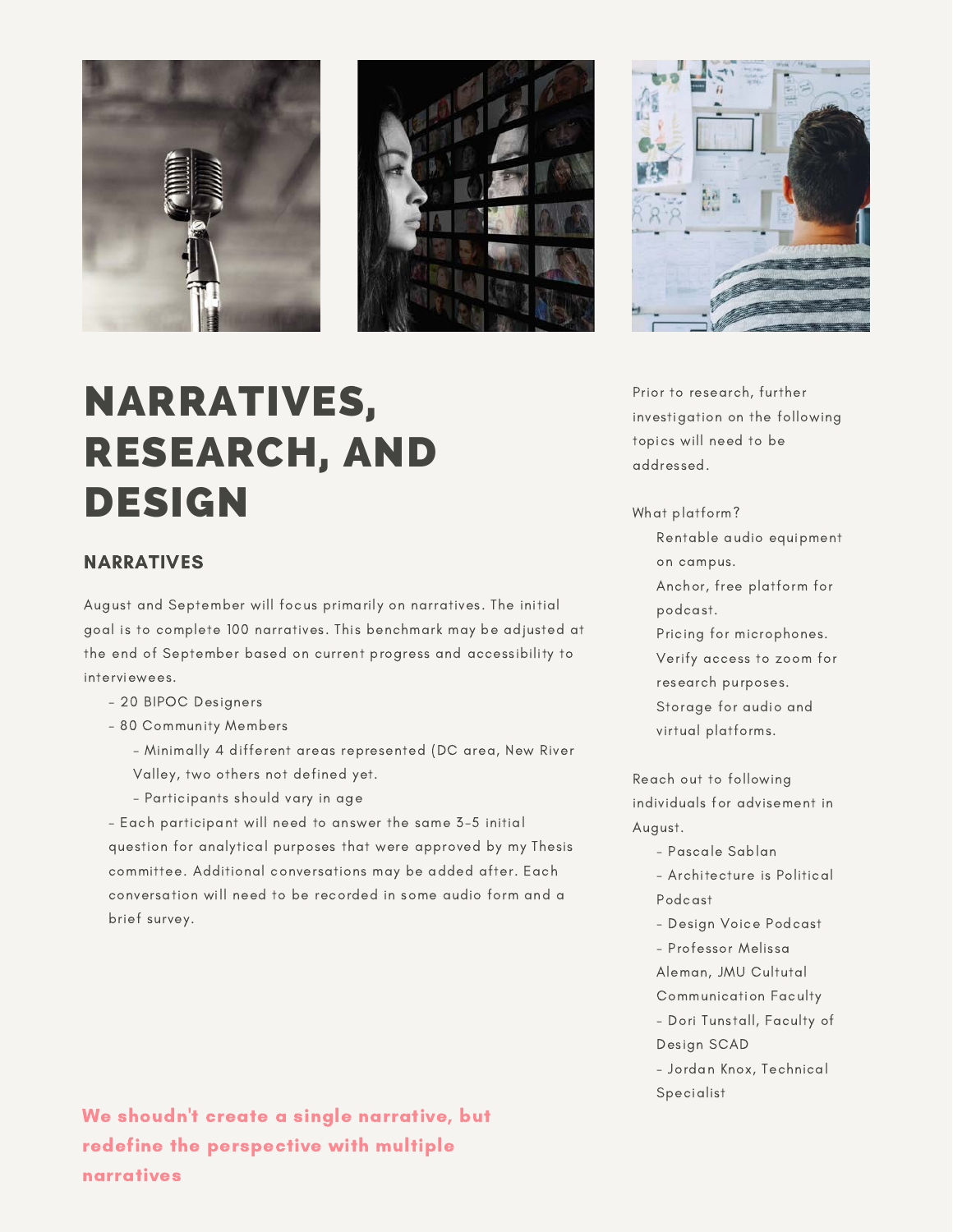# NARRATIVES, RESEARCH, AND DESIGN

## NARRATIVES

August and September will focus primarily on narratives. The initial goal is to complete 100 narratives. This benchmark may be adjusted at the end of September based on current progress and accessibility to interviewees.

- 20 BIPOC Designers
- 80 Community Members
  - Minimally 4 different areas represented (DC area, New River Valley, two others not defined yet.
  - Participants should vary in age
- Each participant will need to answer the same 3-5 initial question for analytical purposes that were approved by my Thesis committee. Additional conversations may be added after. Each conversation will need to be recorded in some audio form and a brief survey.

**We shoudn't create a single narrative, but redefine the perspective with multiple narratives**

Prior to research, further investigation on the following topics will need to be addressed.

What platform?

- Rentable audio equipment on campus.
- Anchor, free platform for podcast.
- Pricing for microphones.
- Verify access to zoom for research purposes.
- Storage for audio and virtual platforms.

Reach out to following individuals for advisement in August.

- Pascale Sablan
- Architecture is Political Podcast
- Design Voice Podcast
- Professor Melissa Aleman, JMU Cultutal Communication Faculty
- Dori Tunstall, Faculty of Design SCAD
- Jordan Knox, Technical Specialist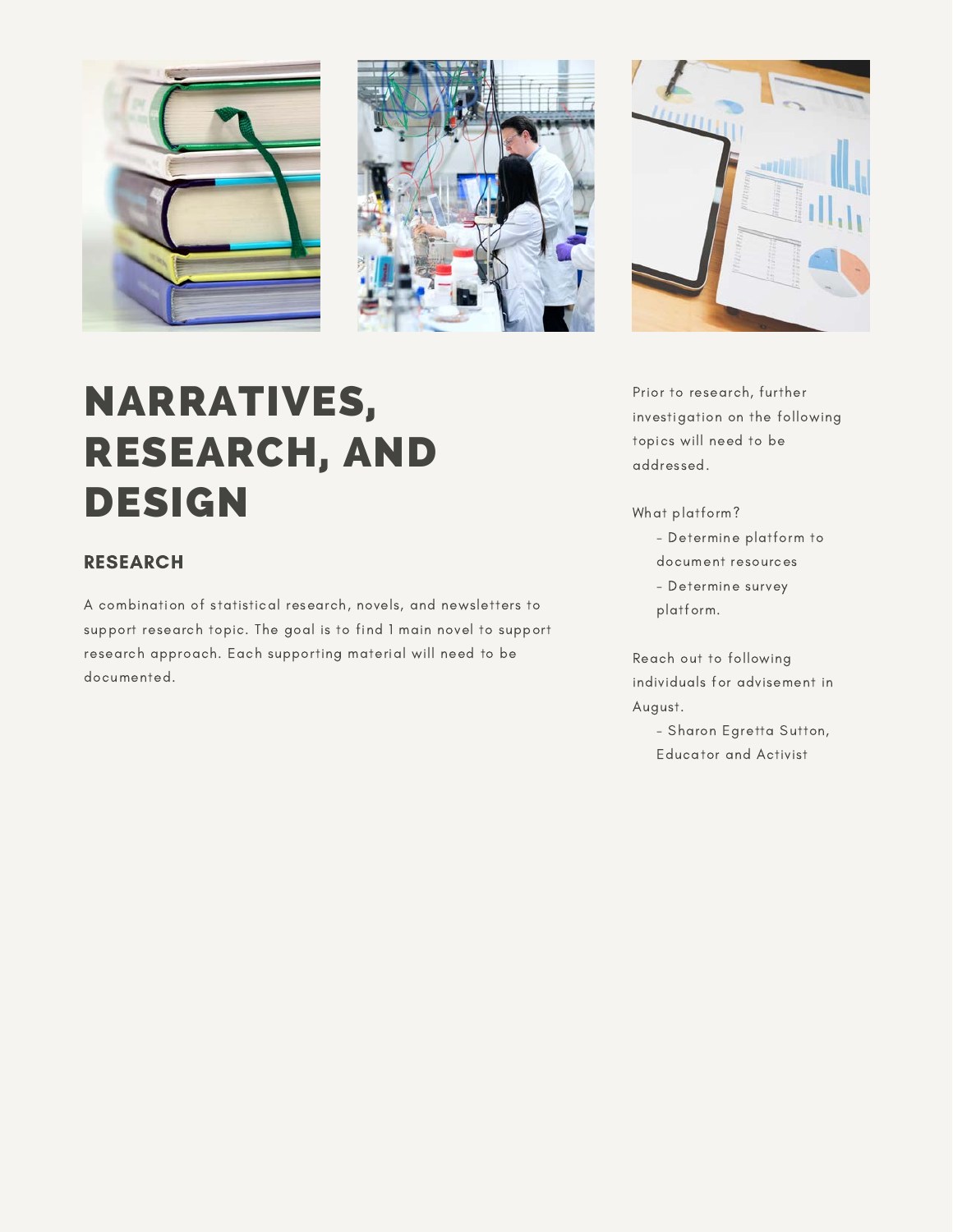# NARRATIVES, RESEARCH, AND DESIGN

## RESEARCH

A combination of statistical research, novels, and newsletters to support research topic. The goal is to find 1 main novel to support research approach. Each supporting material will need to be documented.

Prior to research, further investigation on the following topics will need to be addressed.

What platform?

- Determine platform to document resources
- Determine survey platform.

Reach out to following individuals for advisement in August.

- Sharon Egretta Sutton, Educator and Activist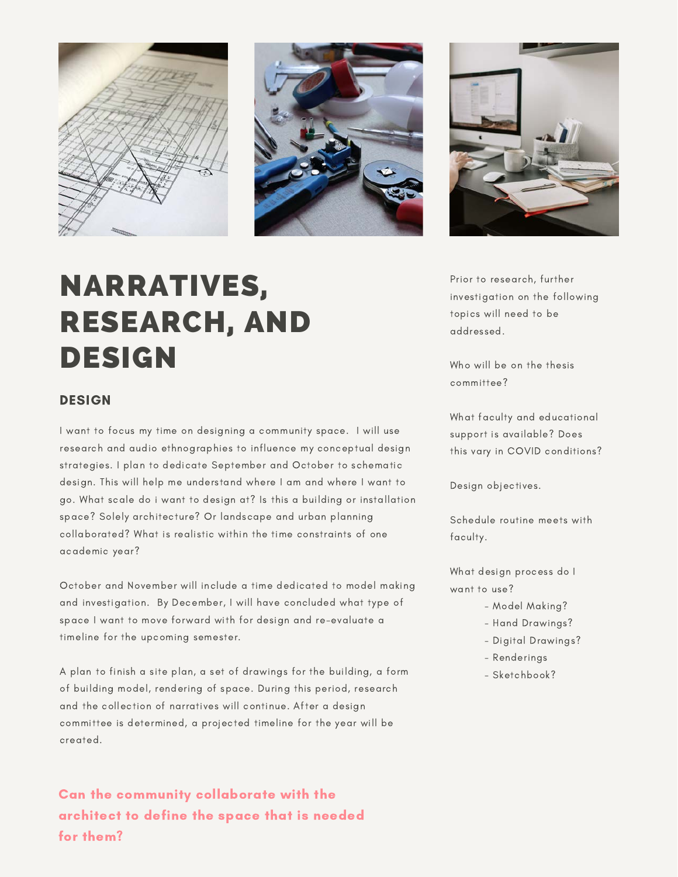# NARRATIVES, RESEARCH, AND DESIGN

## DESIGN

I want to focus my time on designing a community space. I will use research and audio ethnographies to influence my conceptual design strategies. I plan to dedicate September and October to schematic design. This will help me understand where I am and where I want to go. What scale do i want to design at? Is this a building or installation space? Solely architecture? Or landscape and urban planning collaborated? What is realistic within the time constraints of one academic year?

October and November will include a time dedicated to model making and investigation. By December, I will have concluded what type of space I want to move forward with for design and re-evaluate a timeline for the upcoming semester.

A plan to finish a site plan, a set of drawings for the building, a form of building model, rendering of space. During this period, research and the collection of narratives will continue. After a design committee is determined, a projected timeline for the year will be created.

**Can the community collaborate with the architect to define the space that is needed for them?**

Prior to research, further investigation on the following topics will need to be addressed.

Who will be on the thesis committee?

What faculty and educational support is available? Does this vary in COVID conditions?

Design objectives.

Schedule routine meets with faculty.

What design process do I want to use?

- Model Making?
- Hand Drawings?
- Digital Drawings?
- Renderings
- Sketchbook?